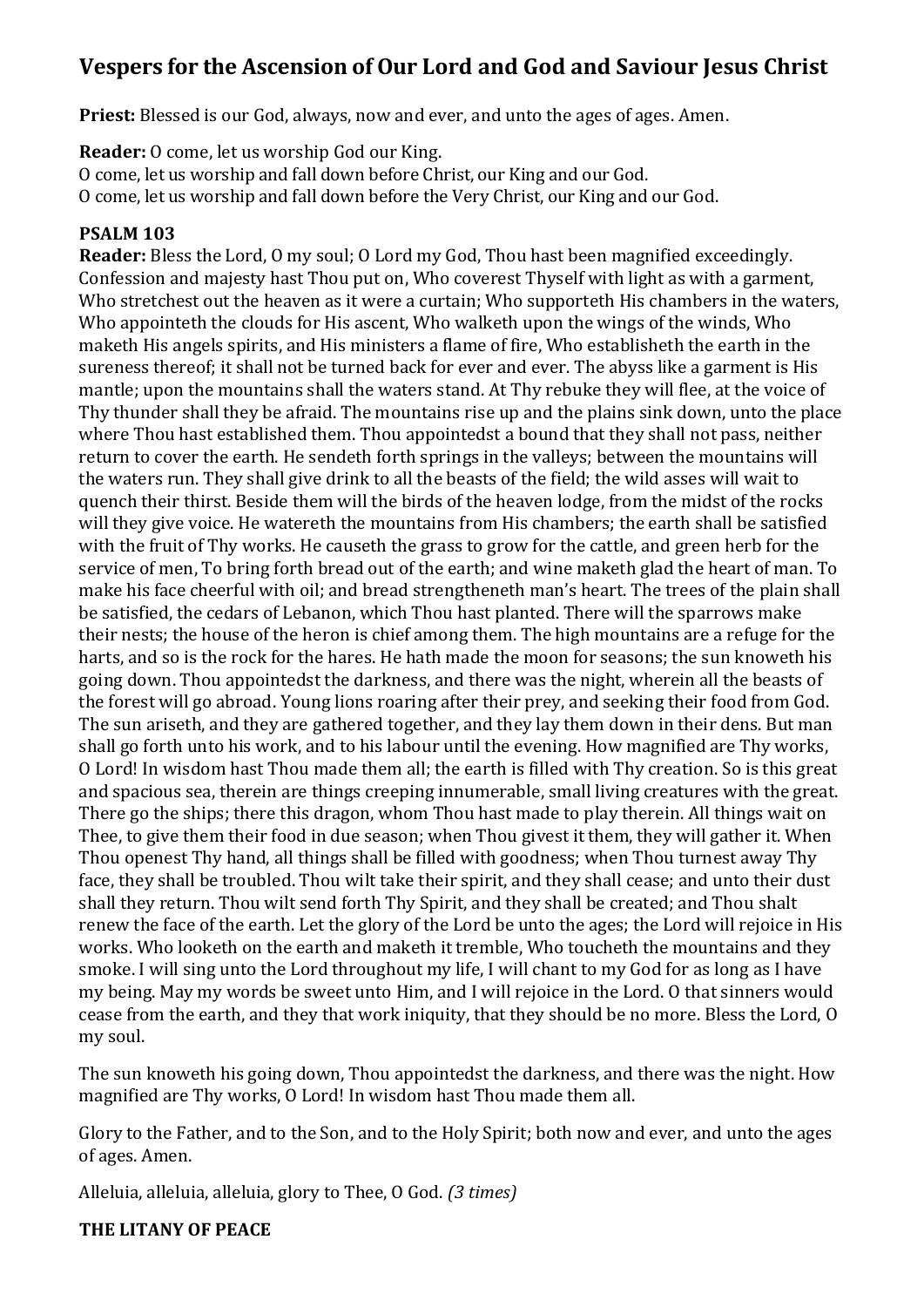# Vespers for the Ascension of Our Lord and God and Saviour Jesus Christ

**Priest:** Blessed is our God, always, now and ever, and unto the ages of ages. Amen.

**Reader:** O come, let us worship God our King.
O come, let us worship and fall down before Christ, our King and our God.
O come, let us worship and fall down before the Very Christ, our King and our God.

**PSALM 103**

**Reader:** Bless the Lord, O my soul; O Lord my God, Thou hast been magnified exceedingly. Confession and majesty hast Thou put on, Who coverest Thyself with light as with a garment, Who stretchest out the heaven as it were a curtain; Who supporteth His chambers in the waters, Who appointeth the clouds for His ascent, Who walketh upon the wings of the winds, Who maketh His angels spirits, and His ministers a flame of fire, Who establisheth the earth in the sureness thereof; it shall not be turned back for ever and ever. The abyss like a garment is His mantle; upon the mountains shall the waters stand. At Thy rebuke they will flee, at the voice of Thy thunder shall they be afraid. The mountains rise up and the plains sink down, unto the place where Thou hast established them. Thou appointedst a bound that they shall not pass, neither return to cover the earth. He sendeth forth springs in the valleys; between the mountains will the waters run. They shall give drink to all the beasts of the field; the wild asses will wait to quench their thirst. Beside them will the birds of the heaven lodge, from the midst of the rocks will they give voice. He watereth the mountains from His chambers; the earth shall be satisfied with the fruit of Thy works. He causeth the grass to grow for the cattle, and green herb for the service of men, To bring forth bread out of the earth; and wine maketh glad the heart of man. To make his face cheerful with oil; and bread strengtheneth man's heart. The trees of the plain shall be satisfied, the cedars of Lebanon, which Thou hast planted. There will the sparrows make their nests; the house of the heron is chief among them. The high mountains are a refuge for the harts, and so is the rock for the hares. He hath made the moon for seasons; the sun knoweth his going down. Thou appointedst the darkness, and there was the night, wherein all the beasts of the forest will go abroad. Young lions roaring after their prey, and seeking their food from God. The sun ariseth, and they are gathered together, and they lay them down in their dens. But man shall go forth unto his work, and to his labour until the evening. How magnified are Thy works, O Lord! In wisdom hast Thou made them all; the earth is filled with Thy creation. So is this great and spacious sea, therein are things creeping innumerable, small living creatures with the great. There go the ships; there this dragon, whom Thou hast made to play therein. All things wait on Thee, to give them their food in due season; when Thou givest it them, they will gather it. When Thou openest Thy hand, all things shall be filled with goodness; when Thou turnest away Thy face, they shall be troubled. Thou wilt take their spirit, and they shall cease; and unto their dust shall they return. Thou wilt send forth Thy Spirit, and they shall be created; and Thou shalt renew the face of the earth. Let the glory of the Lord be unto the ages; the Lord will rejoice in His works. Who looketh on the earth and maketh it tremble, Who toucheth the mountains and they smoke. I will sing unto the Lord throughout my life, I will chant to my God for as long as I have my being. May my words be sweet unto Him, and I will rejoice in the Lord. O that sinners would cease from the earth, and they that work iniquity, that they should be no more. Bless the Lord, O my soul.

The sun knoweth his going down, Thou appointedst the darkness, and there was the night. How magnified are Thy works, O Lord! In wisdom hast Thou made them all.

Glory to the Father, and to the Son, and to the Holy Spirit; both now and ever, and unto the ages of ages. Amen.

Alleluia, alleluia, alleluia, glory to Thee, O God. *(3 times)*

**THE LITANY OF PEACE**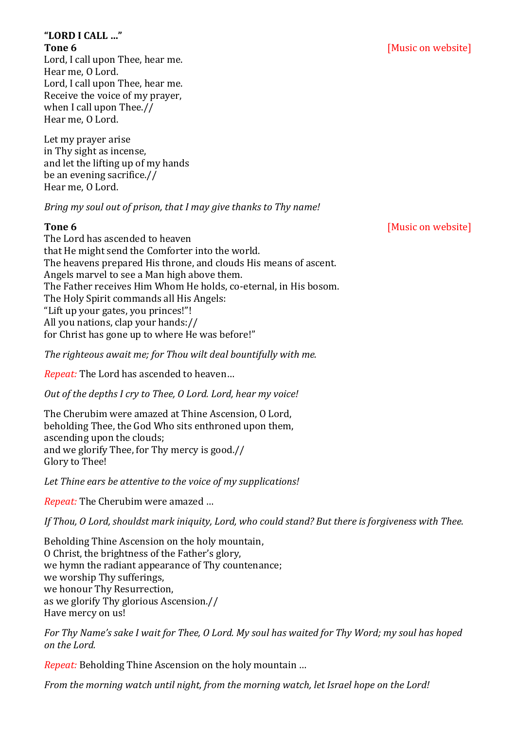**"LORD I CALL …"**

**Tone 6** [Music on website]

Lord, I call upon Thee, hear me.
Hear me, O Lord.
Lord, I call upon Thee, hear me.
Receive the voice of my prayer,
when I call upon Thee.//
Hear me, O Lord.

Let my prayer arise
in Thy sight as incense,
and let the lifting up of my hands
be an evening sacrifice.//
Hear me, O Lord.

*Bring my soul out of prison, that I may give thanks to Thy name!*

**Tone 6** [Music on website]

The Lord has ascended to heaven
that He might send the Comforter into the world.
The heavens prepared His throne, and clouds His means of ascent.
Angels marvel to see a Man high above them.
The Father receives Him Whom He holds, co-eternal, in His bosom.
The Holy Spirit commands all His Angels:
"Lift up your gates, you princes!"!
All you nations, clap your hands://
for Christ has gone up to where He was before!"

*The righteous await me; for Thou wilt deal bountifully with me.*

*Repeat:* The Lord has ascended to heaven…

*Out of the depths I cry to Thee, O Lord. Lord, hear my voice!*

The Cherubim were amazed at Thine Ascension, O Lord,
beholding Thee, the God Who sits enthroned upon them,
ascending upon the clouds;
and we glorify Thee, for Thy mercy is good.//
Glory to Thee!

*Let Thine ears be attentive to the voice of my supplications!*

*Repeat:* The Cherubim were amazed …

*If Thou, O Lord, shouldst mark iniquity, Lord, who could stand? But there is forgiveness with Thee.*

Beholding Thine Ascension on the holy mountain,
O Christ, the brightness of the Father's glory,
we hymn the radiant appearance of Thy countenance;
we worship Thy sufferings,
we honour Thy Resurrection,
as we glorify Thy glorious Ascension.//
Have mercy on us!

*For Thy Name's sake I wait for Thee, O Lord. My soul has waited for Thy Word; my soul has hoped on the Lord.*

*Repeat:* Beholding Thine Ascension on the holy mountain …

*From the morning watch until night, from the morning watch, let Israel hope on the Lord!*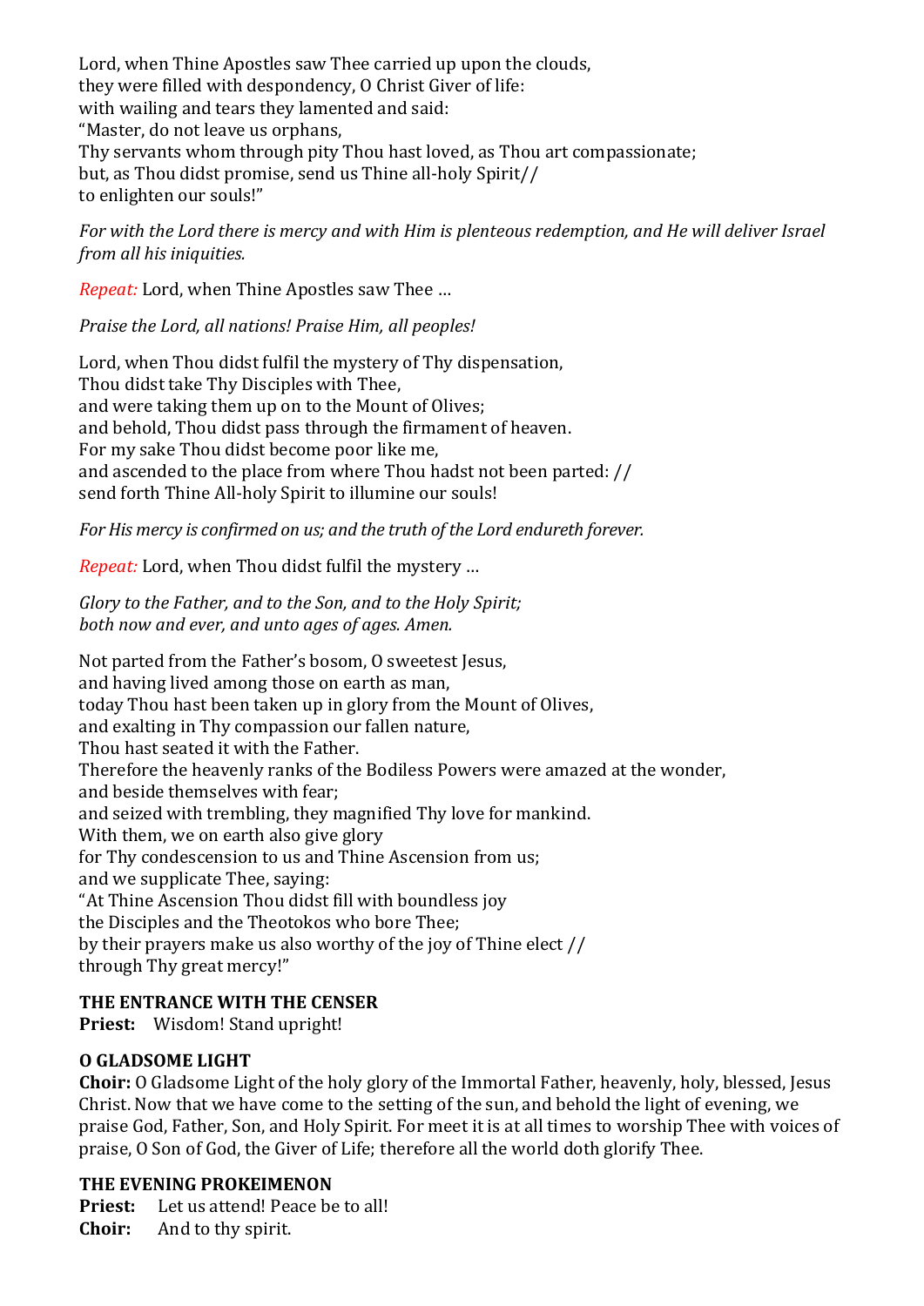Lord, when Thine Apostles saw Thee carried up upon the clouds,
they were filled with despondency, O Christ Giver of life:
with wailing and tears they lamented and said:
"Master, do not leave us orphans,
Thy servants whom through pity Thou hast loved, as Thou art compassionate;
but, as Thou didst promise, send us Thine all-holy Spirit//
to enlighten our souls!"

*For with the Lord there is mercy and with Him is plenteous redemption, and He will deliver Israel from all his iniquities.*

*Repeat:* Lord, when Thine Apostles saw Thee …

*Praise the Lord, all nations! Praise Him, all peoples!*

Lord, when Thou didst fulfil the mystery of Thy dispensation,
Thou didst take Thy Disciples with Thee,
and were taking them up on to the Mount of Olives;
and behold, Thou didst pass through the firmament of heaven.
For my sake Thou didst become poor like me,
and ascended to the place from where Thou hadst not been parted: //
send forth Thine All-holy Spirit to illumine our souls!

*For His mercy is confirmed on us; and the truth of the Lord endureth forever.*

*Repeat:* Lord, when Thou didst fulfil the mystery …

*Glory to the Father, and to the Son, and to the Holy Spirit;*
*both now and ever, and unto ages of ages. Amen.*

Not parted from the Father's bosom, O sweetest Jesus,
and having lived among those on earth as man,
today Thou hast been taken up in glory from the Mount of Olives,
and exalting in Thy compassion our fallen nature,
Thou hast seated it with the Father.
Therefore the heavenly ranks of the Bodiless Powers were amazed at the wonder,
and beside themselves with fear;
and seized with trembling, they magnified Thy love for mankind.
With them, we on earth also give glory
for Thy condescension to us and Thine Ascension from us;
and we supplicate Thee, saying:
"At Thine Ascension Thou didst fill with boundless joy
the Disciples and the Theotokos who bore Thee;
by their prayers make us also worthy of the joy of Thine elect //
through Thy great mercy!"

**THE ENTRANCE WITH THE CENSER**
**Priest:** Wisdom! Stand upright!

**O GLADSOME LIGHT**
**Choir:** O Gladsome Light of the holy glory of the Immortal Father, heavenly, holy, blessed, Jesus Christ. Now that we have come to the setting of the sun, and behold the light of evening, we praise God, Father, Son, and Holy Spirit. For meet it is at all times to worship Thee with voices of praise, O Son of God, the Giver of Life; therefore all the world doth glorify Thee.

**THE EVENING PROKEIMENON**
**Priest:** Let us attend! Peace be to all!
**Choir:** And to thy spirit.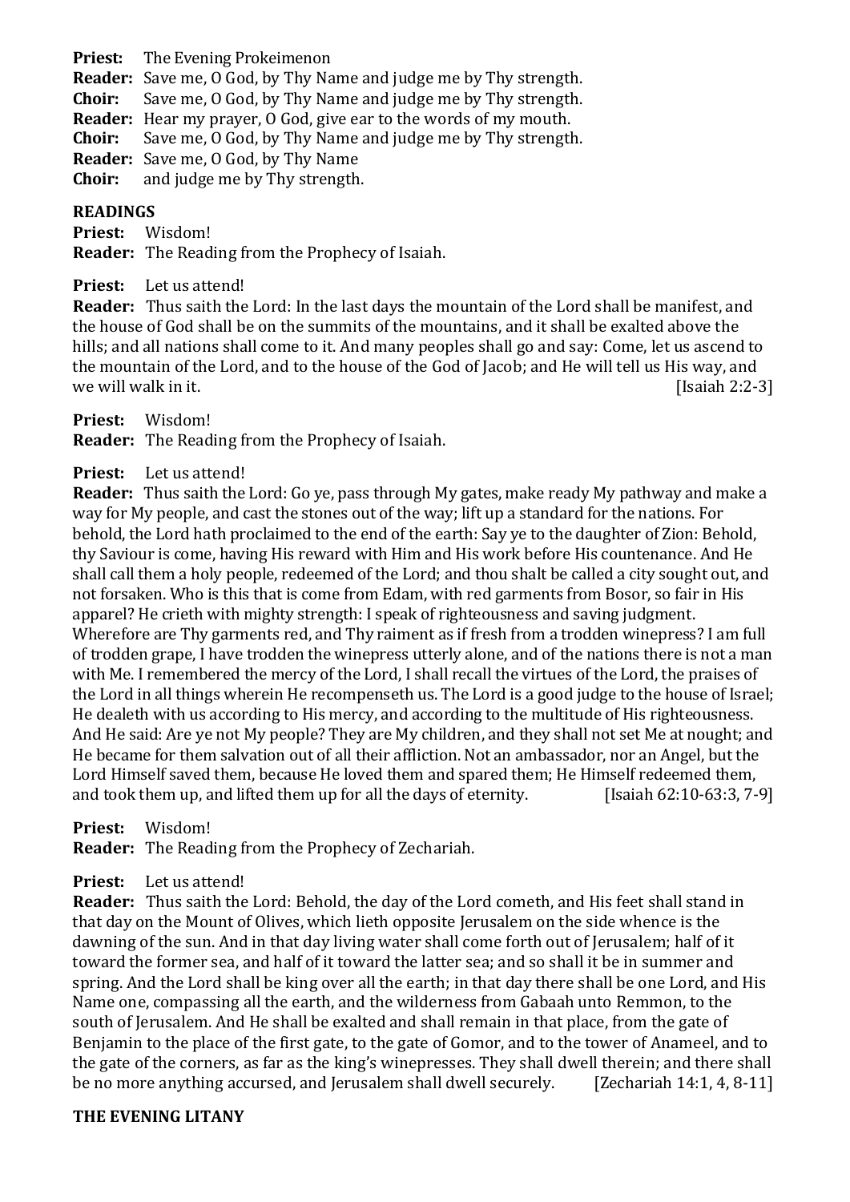**Priest:** The Evening Prokeimenon
**Reader:** Save me, O God, by Thy Name and judge me by Thy strength.
**Choir:** Save me, O God, by Thy Name and judge me by Thy strength.
**Reader:** Hear my prayer, O God, give ear to the words of my mouth.
**Choir:** Save me, O God, by Thy Name and judge me by Thy strength.
**Reader:** Save me, O God, by Thy Name
**Choir:** and judge me by Thy strength.

**READINGS**

**Priest:** Wisdom!
**Reader:** The Reading from the Prophecy of Isaiah.

**Priest:** Let us attend!
**Reader:** Thus saith the Lord: In the last days the mountain of the Lord shall be manifest, and the house of God shall be on the summits of the mountains, and it shall be exalted above the hills; and all nations shall come to it. And many peoples shall go and say: Come, let us ascend to the mountain of the Lord, and to the house of the God of Jacob; and He will tell us His way, and we will walk in it. [Isaiah 2:2-3]

**Priest:** Wisdom!
**Reader:** The Reading from the Prophecy of Isaiah.

**Priest:** Let us attend!
**Reader:** Thus saith the Lord: Go ye, pass through My gates, make ready My pathway and make a way for My people, and cast the stones out of the way; lift up a standard for the nations. For behold, the Lord hath proclaimed to the end of the earth: Say ye to the daughter of Zion: Behold, thy Saviour is come, having His reward with Him and His work before His countenance. And He shall call them a holy people, redeemed of the Lord; and thou shalt be called a city sought out, and not forsaken. Who is this that is come from Edam, with red garments from Bosor, so fair in His apparel? He crieth with mighty strength: I speak of righteousness and saving judgment. Wherefore are Thy garments red, and Thy raiment as if fresh from a trodden winepress? I am full of trodden grape, I have trodden the winepress utterly alone, and of the nations there is not a man with Me. I remembered the mercy of the Lord, I shall recall the virtues of the Lord, the praises of the Lord in all things wherein He recompenseth us. The Lord is a good judge to the house of Israel; He dealeth with us according to His mercy, and according to the multitude of His righteousness. And He said: Are ye not My people? They are My children, and they shall not set Me at nought; and He became for them salvation out of all their affliction. Not an ambassador, nor an Angel, but the Lord Himself saved them, because He loved them and spared them; He Himself redeemed them, and took them up, and lifted them up for all the days of eternity. [Isaiah 62:10-63:3, 7-9]

**Priest:** Wisdom!
**Reader:** The Reading from the Prophecy of Zechariah.

**Priest:** Let us attend!
**Reader:** Thus saith the Lord: Behold, the day of the Lord cometh, and His feet shall stand in that day on the Mount of Olives, which lieth opposite Jerusalem on the side whence is the dawning of the sun. And in that day living water shall come forth out of Jerusalem; half of it toward the former sea, and half of it toward the latter sea; and so shall it be in summer and spring. And the Lord shall be king over all the earth; in that day there shall be one Lord, and His Name one, compassing all the earth, and the wilderness from Gabaah unto Remmon, to the south of Jerusalem. And He shall be exalted and shall remain in that place, from the gate of Benjamin to the place of the first gate, to the gate of Gomor, and to the tower of Anameel, and to the gate of the corners, as far as the king's winepresses. They shall dwell therein; and there shall be no more anything accursed, and Jerusalem shall dwell securely. [Zechariah 14:1, 4, 8-11]

**THE EVENING LITANY**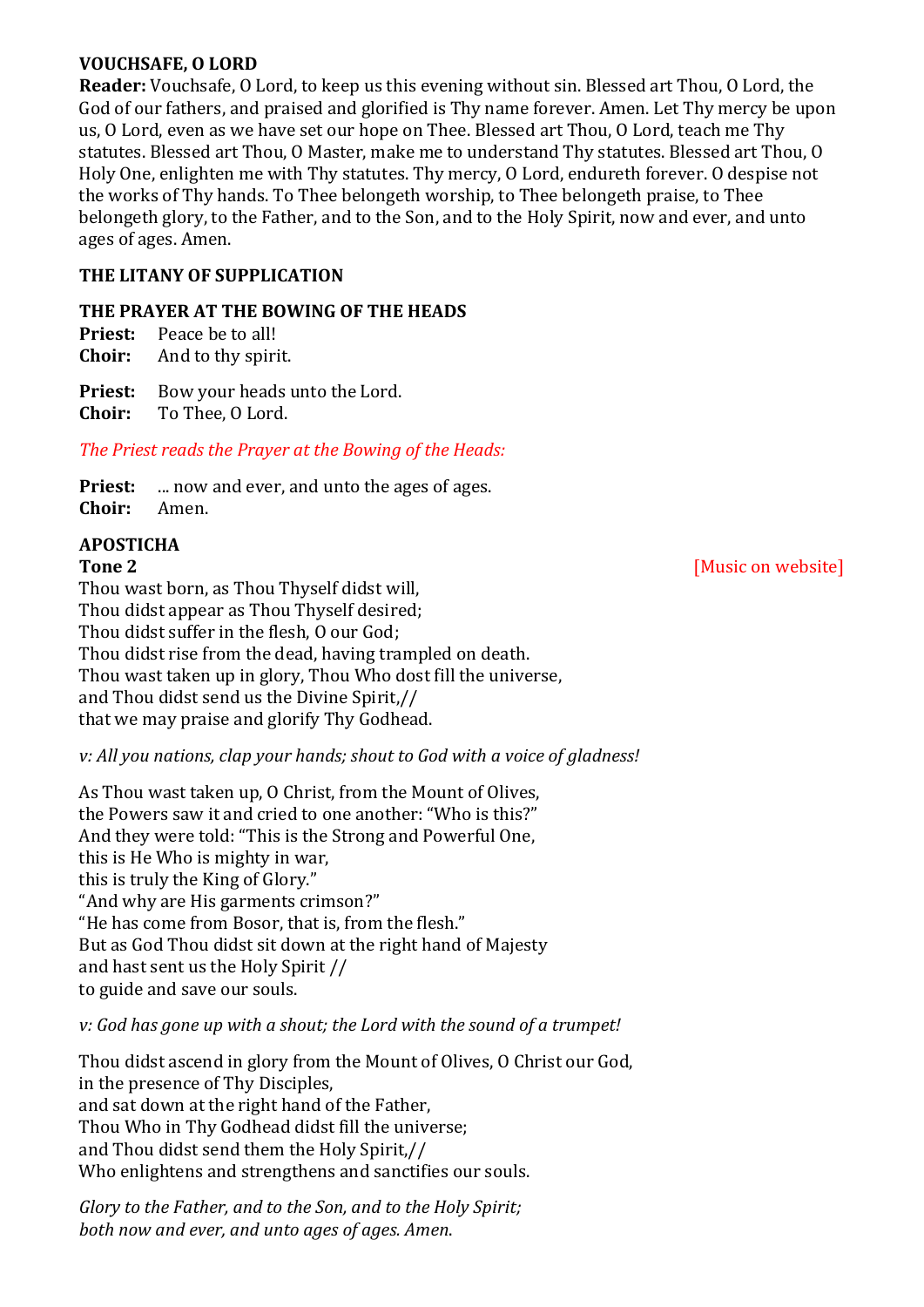**VOUCHSAFE, O LORD**

**Reader:** Vouchsafe, O Lord, to keep us this evening without sin. Blessed art Thou, O Lord, the God of our fathers, and praised and glorified is Thy name forever. Amen. Let Thy mercy be upon us, O Lord, even as we have set our hope on Thee. Blessed art Thou, O Lord, teach me Thy statutes. Blessed art Thou, O Master, make me to understand Thy statutes. Blessed art Thou, O Holy One, enlighten me with Thy statutes. Thy mercy, O Lord, endureth forever. O despise not the works of Thy hands. To Thee belongeth worship, to Thee belongeth praise, to Thee belongeth glory, to the Father, and to the Son, and to the Holy Spirit, now and ever, and unto ages of ages. Amen.

**THE LITANY OF SUPPLICATION**

**THE PRAYER AT THE BOWING OF THE HEADS**

**Priest:** Peace be to all!
**Choir:** And to thy spirit.

**Priest:** Bow your heads unto the Lord.
**Choir:** To Thee, O Lord.

*The Priest reads the Prayer at the Bowing of the Heads:*

**Priest:** ... now and ever, and unto the ages of ages.
**Choir:** Amen.

**APOSTICHA**

**Tone 2** [Music on website]

Thou wast born, as Thou Thyself didst will,
Thou didst appear as Thou Thyself desired;
Thou didst suffer in the flesh, O our God;
Thou didst rise from the dead, having trampled on death.
Thou wast taken up in glory, Thou Who dost fill the universe,
and Thou didst send us the Divine Spirit,//
that we may praise and glorify Thy Godhead.

*v: All you nations, clap your hands; shout to God with a voice of gladness!*

As Thou wast taken up, O Christ, from the Mount of Olives,
the Powers saw it and cried to one another: "Who is this?"
And they were told: "This is the Strong and Powerful One,
this is He Who is mighty in war,
this is truly the King of Glory."
"And why are His garments crimson?"
"He has come from Bosor, that is, from the flesh."
But as God Thou didst sit down at the right hand of Majesty
and hast sent us the Holy Spirit //
to guide and save our souls.

*v: God has gone up with a shout; the Lord with the sound of a trumpet!*

Thou didst ascend in glory from the Mount of Olives, O Christ our God,
in the presence of Thy Disciples,
and sat down at the right hand of the Father,
Thou Who in Thy Godhead didst fill the universe;
and Thou didst send them the Holy Spirit,//
Who enlightens and strengthens and sanctifies our souls.

*Glory to the Father, and to the Son, and to the Holy Spirit;*
*both now and ever, and unto ages of ages. Amen.*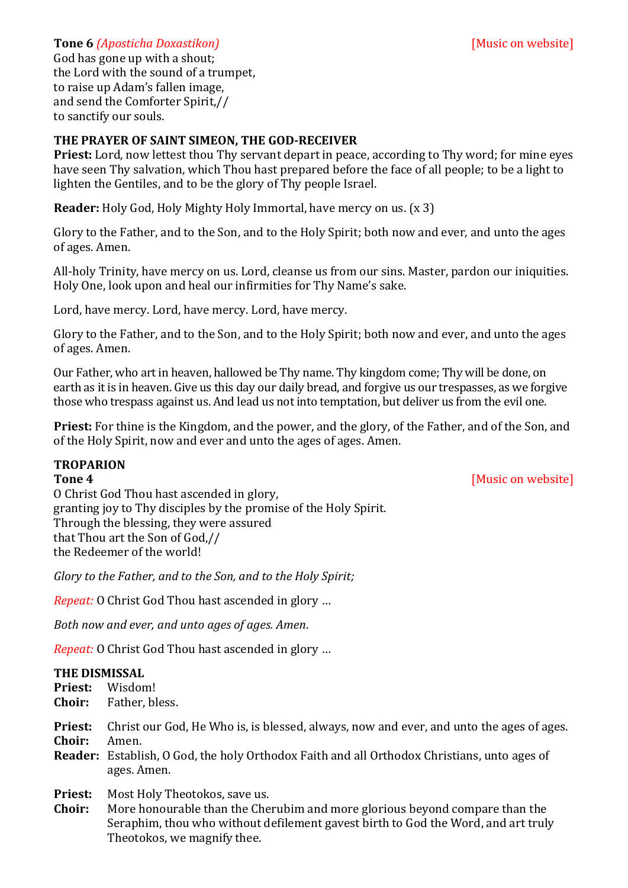**Tone 6** *(Aposticha Doxastikon)* [Music on website]

God has gone up with a shout;
the Lord with the sound of a trumpet,
to raise up Adam's fallen image,
and send the Comforter Spirit,//
to sanctify our souls.

**THE PRAYER OF SAINT SIMEON, THE GOD-RECEIVER**

**Priest:** Lord, now lettest thou Thy servant depart in peace, according to Thy word; for mine eyes have seen Thy salvation, which Thou hast prepared before the face of all people; to be a light to lighten the Gentiles, and to be the glory of Thy people Israel.

**Reader:** Holy God, Holy Mighty Holy Immortal, have mercy on us. (x 3)

Glory to the Father, and to the Son, and to the Holy Spirit; both now and ever, and unto the ages of ages. Amen.

All-holy Trinity, have mercy on us. Lord, cleanse us from our sins. Master, pardon our iniquities. Holy One, look upon and heal our infirmities for Thy Name's sake.

Lord, have mercy. Lord, have mercy. Lord, have mercy.

Glory to the Father, and to the Son, and to the Holy Spirit; both now and ever, and unto the ages of ages. Amen.

Our Father, who art in heaven, hallowed be Thy name. Thy kingdom come; Thy will be done, on earth as it is in heaven. Give us this day our daily bread, and forgive us our trespasses, as we forgive those who trespass against us. And lead us not into temptation, but deliver us from the evil one.

**Priest:** For thine is the Kingdom, and the power, and the glory, of the Father, and of the Son, and of the Holy Spirit, now and ever and unto the ages of ages. Amen.

**TROPARION**

**Tone 4** [Music on website]

O Christ God Thou hast ascended in glory,
granting joy to Thy disciples by the promise of the Holy Spirit.
Through the blessing, they were assured
that Thou art the Son of God,//
the Redeemer of the world!

*Glory to the Father, and to the Son, and to the Holy Spirit;*

*Repeat:* O Christ God Thou hast ascended in glory …

*Both now and ever, and unto ages of ages. Amen*.

*Repeat:* O Christ God Thou hast ascended in glory …

**THE DISMISSAL**

**Priest:** Wisdom!
**Choir:** Father, bless.

**Priest:** Christ our God, He Who is, is blessed, always, now and ever, and unto the ages of ages.
**Choir:** Amen.
**Reader:** Establish, O God, the holy Orthodox Faith and all Orthodox Christians, unto ages of ages. Amen.

**Priest:** Most Holy Theotokos, save us.
**Choir:** More honourable than the Cherubim and more glorious beyond compare than the Seraphim, thou who without defilement gavest birth to God the Word, and art truly Theotokos, we magnify thee.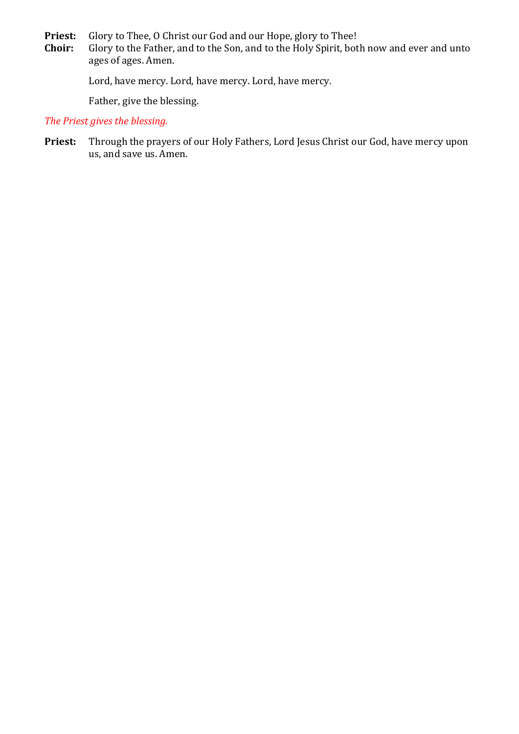**Priest:** Glory to Thee, O Christ our God and our Hope, glory to Thee!

**Choir:** Glory to the Father, and to the Son, and to the Holy Spirit, both now and ever and unto ages of ages. Amen.

Lord, have mercy. Lord, have mercy. Lord, have mercy.

Father, give the blessing.

*The Priest gives the blessing.*

**Priest:** Through the prayers of our Holy Fathers, Lord Jesus Christ our God, have mercy upon us, and save us. Amen.